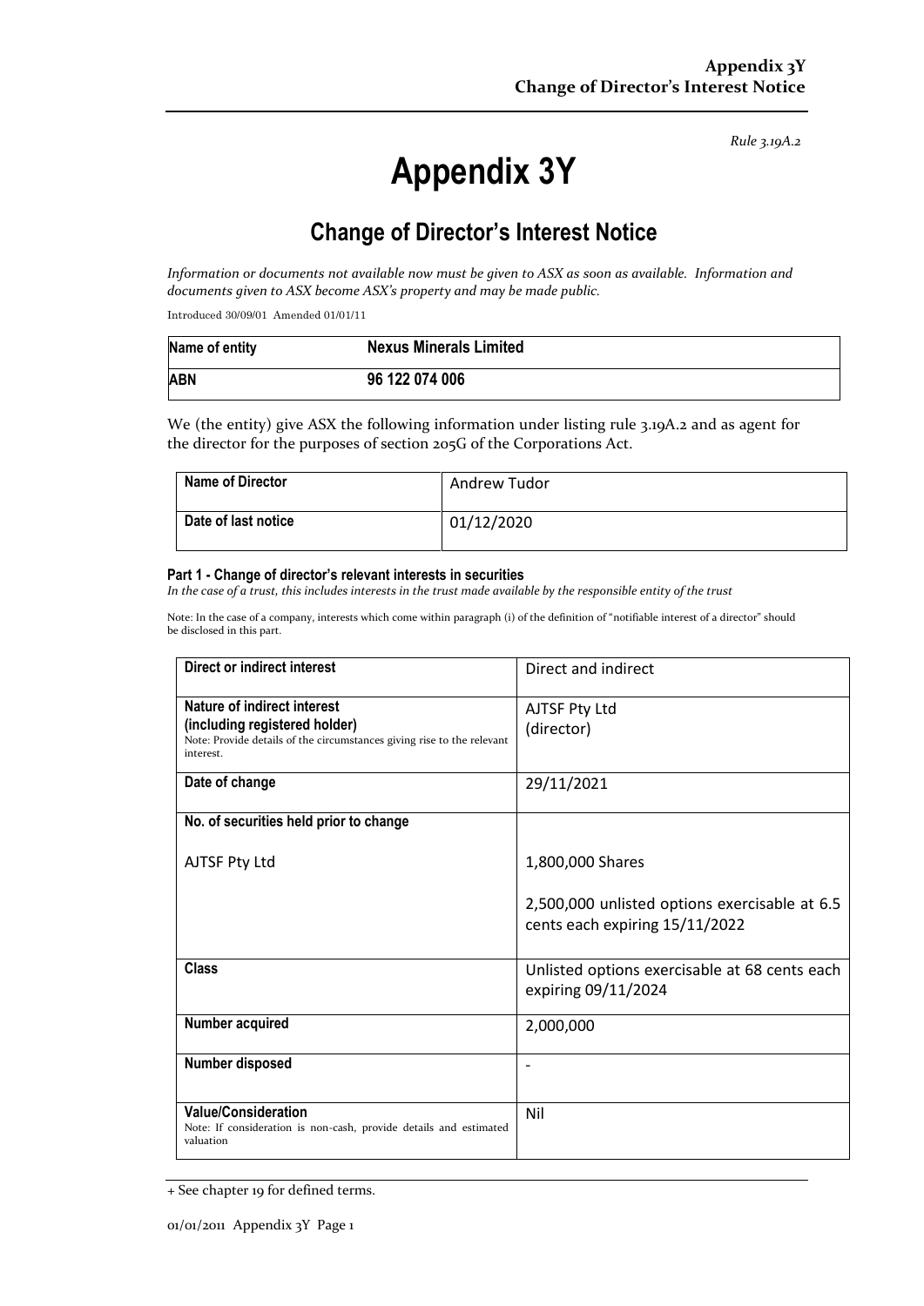*Rule 3.19A.2*

# Appendix 3Y

## Change of Director's Interest Notice

*Information or documents not available now must be given to ASX as soon as available. Information and documents given to ASX become ASX's property and may be made public.*

Introduced 30/09/01 Amended 01/01/11

| **Name of entity** | **Nexus Minerals Limited** |
|---|---|
| **ABN** | **96 122 074 006** |

We (the entity) give ASX the following information under listing rule 3.19A.2 and as agent for the director for the purposes of section 205G of the Corporations Act.

| **Name of Director** | Andrew Tudor |
|---|---|
| **Date of last notice** | 01/12/2020 |

**Part 1 - Change of director's relevant interests in securities**
*In the case of a trust, this includes interests in the trust made available by the responsible entity of the trust*

Note: In the case of a company, interests which come within paragraph (i) of the definition of "notifiable interest of a director" should be disclosed in this part.

| **Direct or indirect interest** | Direct and indirect |
|---|---|
| **Nature of indirect interest (including registered holder)**<br>Note: Provide details of the circumstances giving rise to the relevant interest. | AJTSF Pty Ltd<br>(director) |
| **Date of change** | 29/11/2021 |
| **No. of securities held prior to change**<br><br>AJTSF Pty Ltd | 1,800,000 Shares<br><br>2,500,000 unlisted options exercisable at 6.5 cents each expiring 15/11/2022 |
| **Class** | Unlisted options exercisable at 68 cents each expiring 09/11/2024 |
| **Number acquired** | 2,000,000 |
| **Number disposed** | - |
| **Value/Consideration**<br>Note: If consideration is non-cash, provide details and estimated valuation | Nil |

+ See chapter 19 for defined terms.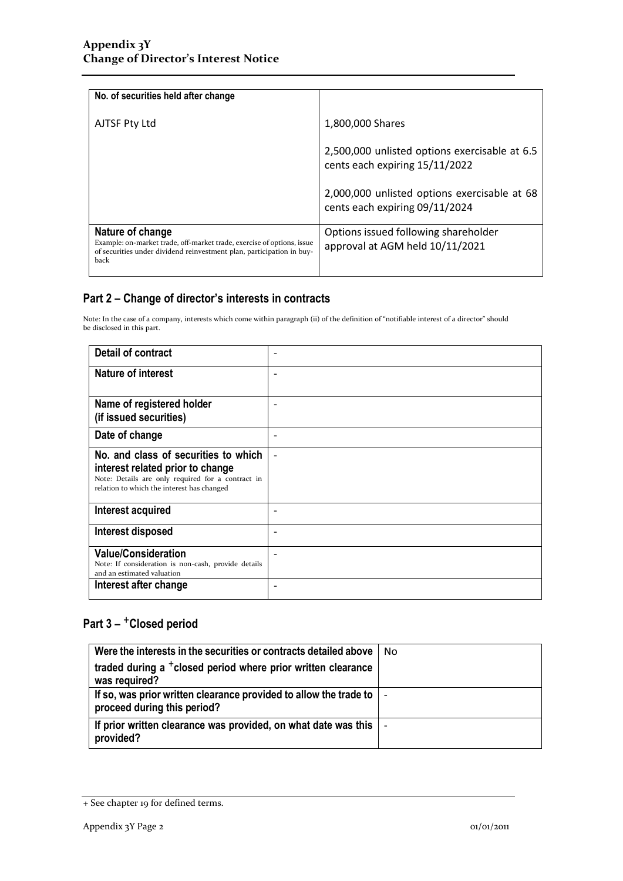| No. of securities held after change | |
|---|---|
| AJTSF Pty Ltd | 1,800,000 Shares<br><br>2,500,000 unlisted options exercisable at 6.5 cents each expiring 15/11/2022<br><br>2,000,000 unlisted options exercisable at 68 cents each expiring 09/11/2024 |
| **Nature of change**<br>Example: on-market trade, off-market trade, exercise of options, issue of securities under dividend reinvestment plan, participation in buy-back | Options issued following shareholder approval at AGM held 10/11/2021 |

## Part 2 – Change of director's interests in contracts

Note: In the case of a company, interests which come within paragraph (ii) of the definition of "notifiable interest of a director" should be disclosed in this part.

| | |
|---|---|
| **Detail of contract** | - |
| **Nature of interest** | - |
| **Name of registered holder (if issued securities)** | - |
| **Date of change** | - |
| **No. and class of securities to which interest related prior to change**<br>Note: Details are only required for a contract in relation to which the interest has changed | - |
| **Interest acquired** | - |
| **Interest disposed** | - |
| **Value/Consideration**<br>Note: If consideration is non-cash, provide details and an estimated valuation | - |
| **Interest after change** | - |

## Part 3 – +Closed period

| | |
|---|---|
| **Were the interests in the securities or contracts detailed above traded during a +closed period where prior written clearance was required?** | No |
| **If so, was prior written clearance provided to allow the trade to proceed during this period?** | - |
| **If prior written clearance was provided, on what date was this provided?** | - |

+ See chapter 19 for defined terms.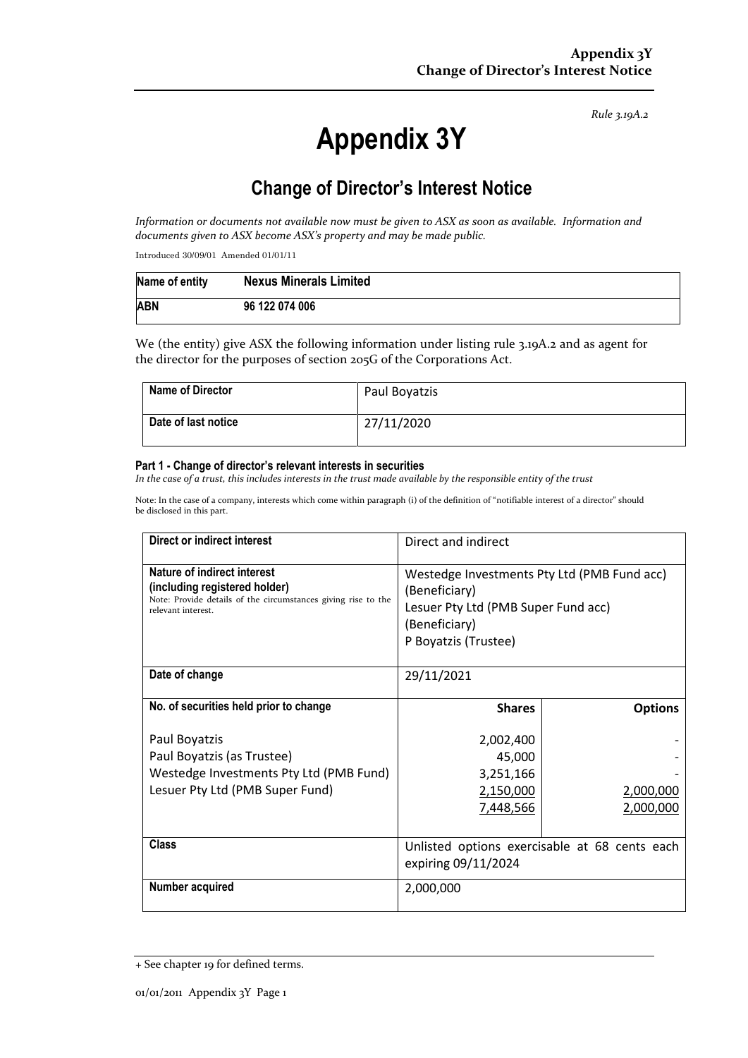*Rule 3.19A.2*

# Appendix 3Y

## Change of Director's Interest Notice

*Information or documents not available now must be given to ASX as soon as available. Information and documents given to ASX become ASX's property and may be made public.*

Introduced 30/09/01 Amended 01/01/11

| **Name of entity** | **Nexus Minerals Limited** |
|---|---|
| **ABN** | **96 122 074 006** |

We (the entity) give ASX the following information under listing rule 3.19A.2 and as agent for the director for the purposes of section 205G of the Corporations Act.

| **Name of Director** | Paul Boyatzis |
|---|---|
| **Date of last notice** | 27/11/2020 |

#### Part 1 - Change of director's relevant interests in securities

*In the case of a trust, this includes interests in the trust made available by the responsible entity of the trust*

Note: In the case of a company, interests which come within paragraph (i) of the definition of "notifiable interest of a director" should be disclosed in this part.

| | | |
|---|---|---|
| **Direct or indirect interest** | Direct and indirect | |
| **Nature of indirect interest (including registered holder)**<br>Note: Provide details of the circumstances giving rise to the relevant interest. | Westedge Investments Pty Ltd (PMB Fund acc) (Beneficiary)<br>Lesuer Pty Ltd (PMB Super Fund acc) (Beneficiary)<br>P Boyatzis (Trustee) | |
| **Date of change** | 29/11/2021 | |
| **No. of securities held prior to change** | **Shares** | **Options** |
| Paul Boyatzis | 2,002,400 | - |
| Paul Boyatzis (as Trustee) | 45,000 | - |
| Westedge Investments Pty Ltd (PMB Fund) | 3,251,166 | - |
| Lesuer Pty Ltd (PMB Super Fund) | 2,150,000 | 2,000,000 |
| | 7,448,566 | 2,000,000 |
| **Class** | Unlisted options exercisable at 68 cents each expiring 09/11/2024 | |
| **Number acquired** | 2,000,000 | |

+ See chapter 19 for defined terms.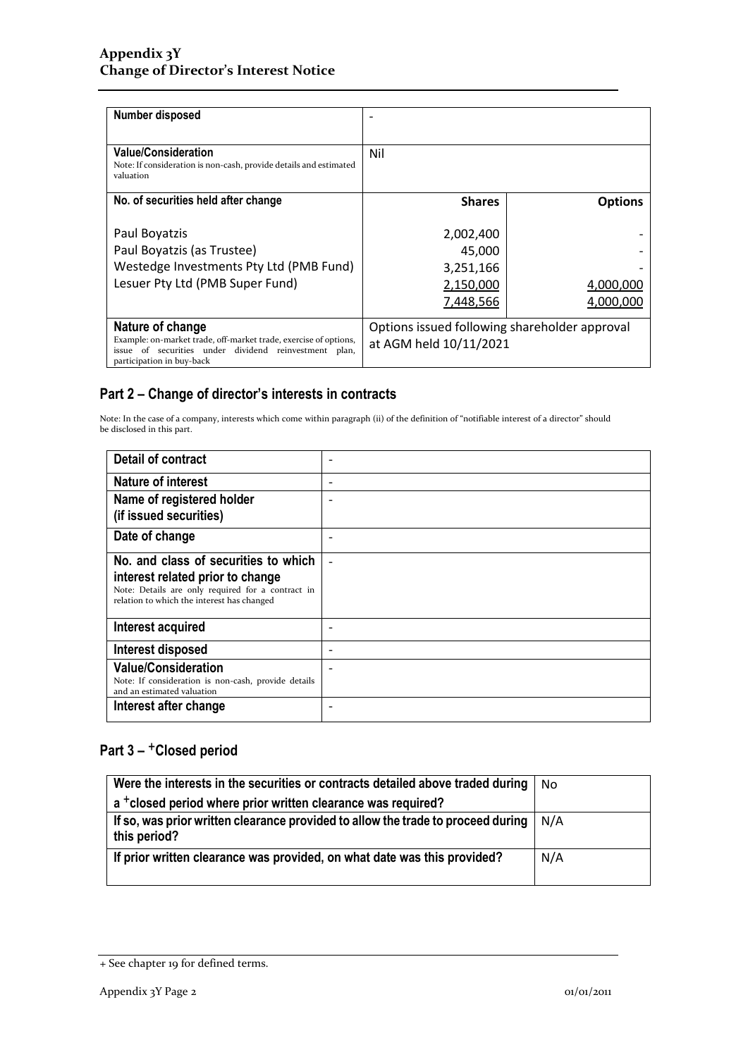| | | |
|---|---|---|
| **Number disposed** | - | |
| **Value/Consideration**<br>Note: If consideration is non-cash, provide details and estimated valuation | Nil | |
| **No. of securities held after change** | **Shares** | **Options** |
| Paul Boyatzis<br>Paul Boyatzis (as Trustee)<br>Westedge Investments Pty Ltd (PMB Fund)<br>Lesuer Pty Ltd (PMB Super Fund) | 2,002,400<br>45,000<br>3,251,166<br>2,150,000<br>7,448,566 | -<br>-<br>-<br>4,000,000<br>4,000,000 |
| **Nature of change**<br>Example: on-market trade, off-market trade, exercise of options, issue of securities under dividend reinvestment plan, participation in buy-back | Options issued following shareholder approval at AGM held 10/11/2021 | |

## Part 2 – Change of director's interests in contracts

Note: In the case of a company, interests which come within paragraph (ii) of the definition of "notifiable interest of a director" should be disclosed in this part.

| | |
|---|---|
| **Detail of contract** | - |
| **Nature of interest** | - |
| **Name of registered holder (if issued securities)** | - |
| **Date of change** | - |
| **No. and class of securities to which interest related prior to change**<br>Note: Details are only required for a contract in relation to which the interest has changed | - |
| **Interest acquired** | - |
| **Interest disposed** | - |
| **Value/Consideration**<br>Note: If consideration is non-cash, provide details and an estimated valuation | - |
| **Interest after change** | - |

## Part 3 – +Closed period

| | |
|---|---|
| **Were the interests in the securities or contracts detailed above traded during a +closed period where prior written clearance was required?** | No |
| **If so, was prior written clearance provided to allow the trade to proceed during this period?** | N/A |
| **If prior written clearance was provided, on what date was this provided?** | N/A |

+ See chapter 19 for defined terms.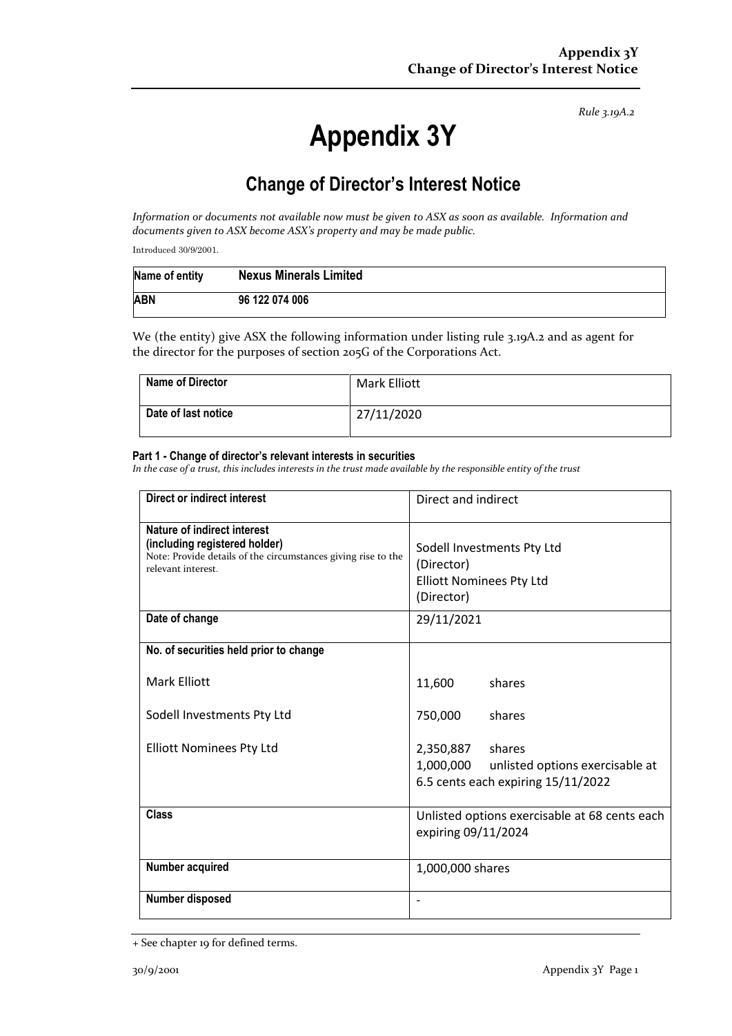*Rule 3.19A.2*

# Appendix 3Y

## Change of Director's Interest Notice

*Information or documents not available now must be given to ASX as soon as available. Information and documents given to ASX become ASX's property and may be made public.*

Introduced 30/9/2001.

| Name of entity | Nexus Minerals Limited |
|---|---|
| **ABN** | **96 122 074 006** |

We (the entity) give ASX the following information under listing rule 3.19A.2 and as agent for the director for the purposes of section 205G of the Corporations Act.

| Name of Director | Mark Elliott |
|---|---|
| **Date of last notice** | 27/11/2020 |

**Part 1 - Change of director's relevant interests in securities**

*In the case of a trust, this includes interests in the trust made available by the responsible entity of the trust*

| Direct or indirect interest | Direct and indirect |
|---|---|
| **Nature of indirect interest (including registered holder)** Note: Provide details of the circumstances giving rise to the relevant interest. | Sodell Investments Pty Ltd (Director)<br>Elliott Nominees Pty Ltd (Director) |
| **Date of change** | 29/11/2021 |
| **No. of securities held prior to change**<br><br>Mark Elliott<br><br>Sodell Investments Pty Ltd<br><br>Elliott Nominees Pty Ltd | <br><br>11,600 shares<br><br>750,000 shares<br><br>2,350,887 shares<br>1,000,000 unlisted options exercisable at 6.5 cents each expiring 15/11/2022 |
| **Class** | Unlisted options exercisable at 68 cents each expiring 09/11/2024 |
| **Number acquired** | 1,000,000 shares |
| **Number disposed** | - |

+ See chapter 19 for defined terms.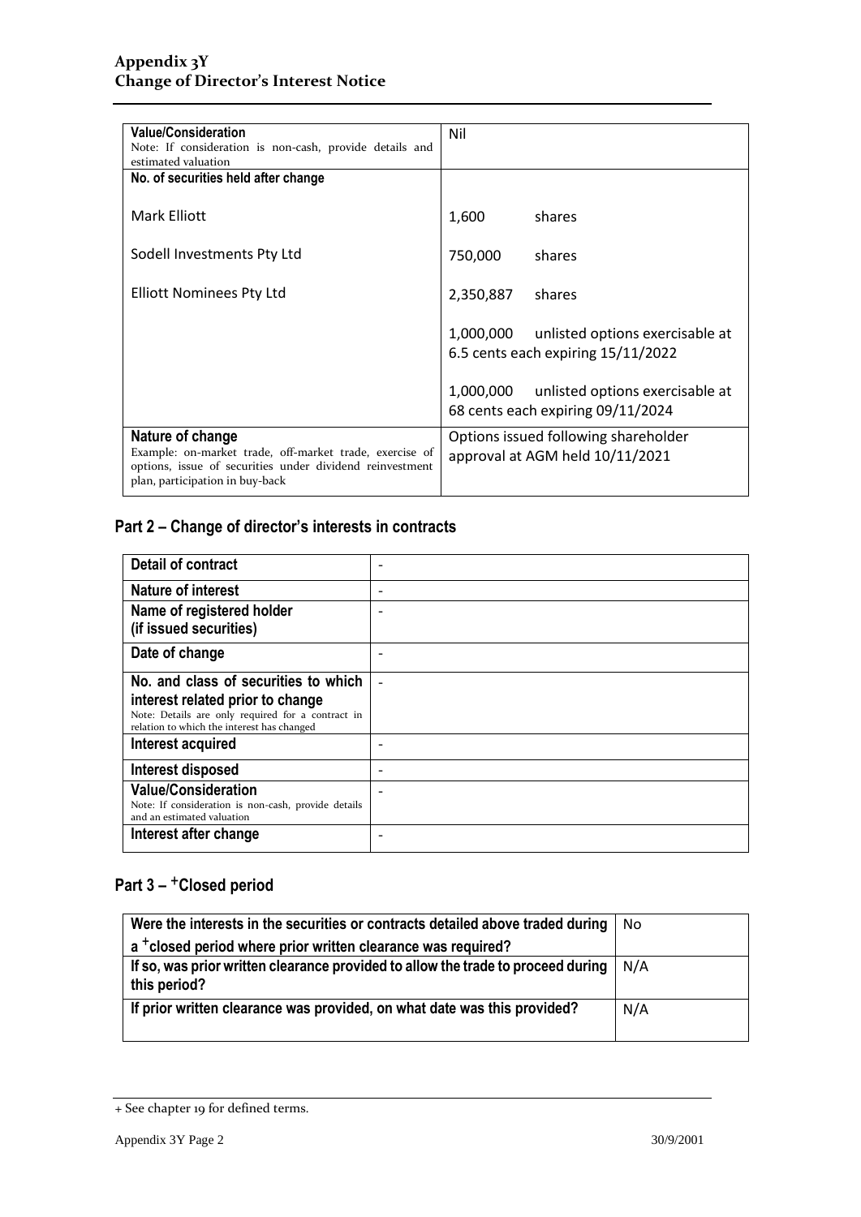| **Value/Consideration**<br>Note: If consideration is non-cash, provide details and estimated valuation | Nil |
|---|---|
| **No. of securities held after change** | |
| Mark Elliott | 1,600 shares |
| Sodell Investments Pty Ltd | 750,000 shares |
| Elliott Nominees Pty Ltd | 2,350,887 shares<br><br>1,000,000 unlisted options exercisable at 6.5 cents each expiring 15/11/2022<br><br>1,000,000 unlisted options exercisable at 68 cents each expiring 09/11/2024 |
| **Nature of change**<br>Example: on-market trade, off-market trade, exercise of options, issue of securities under dividend reinvestment plan, participation in buy-back | Options issued following shareholder approval at AGM held 10/11/2021 |

## Part 2 – Change of director's interests in contracts

| **Detail of contract** | - |
|---|---|
| **Nature of interest** | - |
| **Name of registered holder (if issued securities)** | - |
| **Date of change** | - |
| **No. and class of securities to which interest related prior to change**<br>Note: Details are only required for a contract in relation to which the interest has changed | - |
| **Interest acquired** | - |
| **Interest disposed** | - |
| **Value/Consideration**<br>Note: If consideration is non-cash, provide details and an estimated valuation | - |
| **Interest after change** | - |

## Part 3 – +Closed period

| **Were the interests in the securities or contracts detailed above traded during a +closed period where prior written clearance was required?** | No |
|---|---|
| **If so, was prior written clearance provided to allow the trade to proceed during this period?** | N/A |
| **If prior written clearance was provided, on what date was this provided?** | N/A |

+ See chapter 19 for defined terms.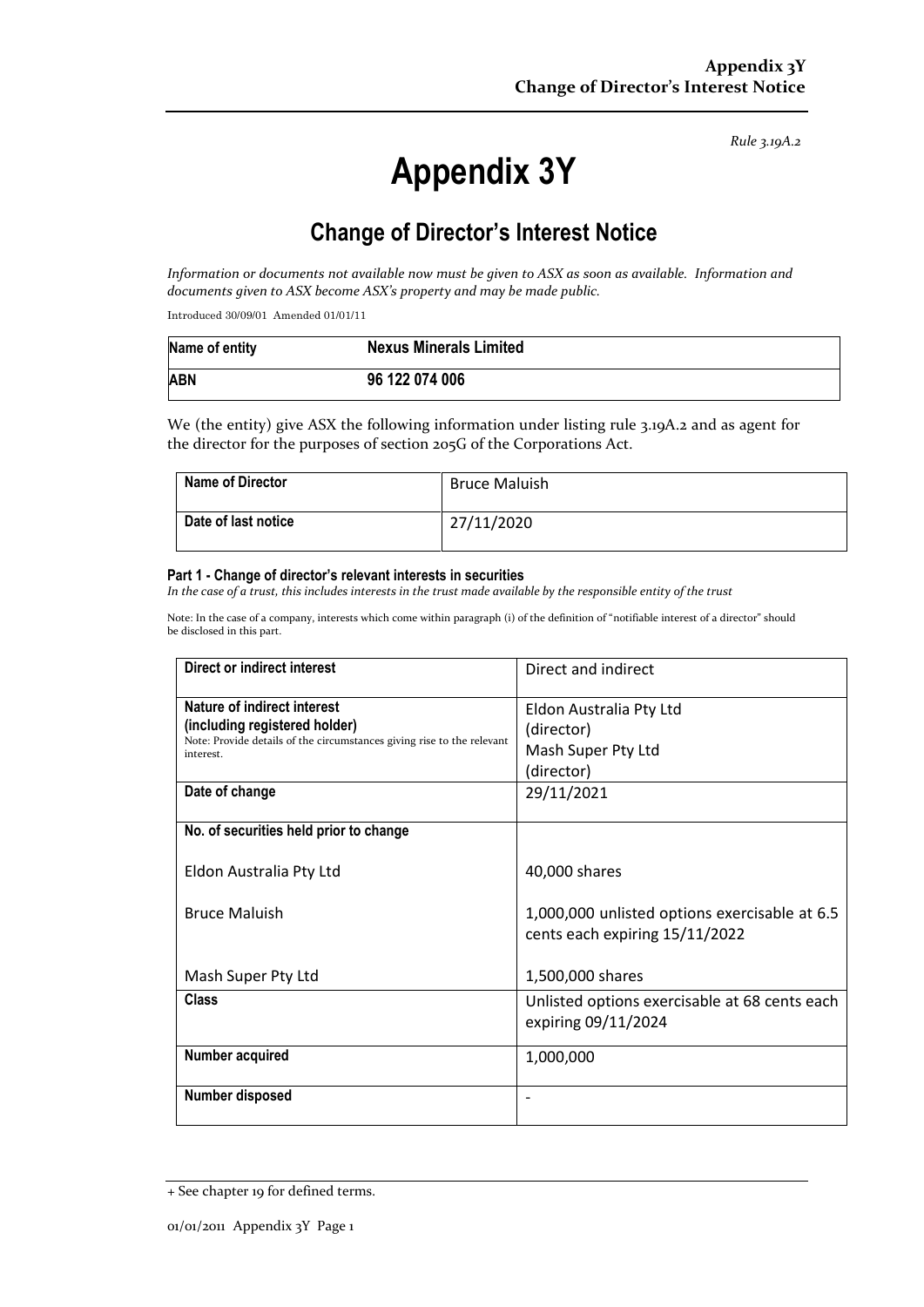*Rule 3.19A.2*

# Appendix 3Y

## Change of Director's Interest Notice

*Information or documents not available now must be given to ASX as soon as available. Information and documents given to ASX become ASX's property and may be made public.*

Introduced 30/09/01 Amended 01/01/11

| Name of entity | Nexus Minerals Limited |
|---|---|
| ABN | 96 122 074 006 |

We (the entity) give ASX the following information under listing rule 3.19A.2 and as agent for the director for the purposes of section 205G of the Corporations Act.

| Name of Director | Bruce Maluish |
|---|---|
| Date of last notice | 27/11/2020 |

#### Part 1 - Change of director's relevant interests in securities

*In the case of a trust, this includes interests in the trust made available by the responsible entity of the trust*

Note: In the case of a company, interests which come within paragraph (i) of the definition of "notifiable interest of a director" should be disclosed in this part.

| | |
|---|---|
| **Direct or indirect interest** | Direct and indirect |
| **Nature of indirect interest (including registered holder)**<br>Note: Provide details of the circumstances giving rise to the relevant interest. | Eldon Australia Pty Ltd (director)<br>Mash Super Pty Ltd (director) |
| **Date of change** | 29/11/2021 |
| **No. of securities held prior to change**<br><br>Eldon Australia Pty Ltd<br><br>Bruce Maluish<br><br>Mash Super Pty Ltd | <br><br>40,000 shares<br><br>1,000,000 unlisted options exercisable at 6.5 cents each expiring 15/11/2022<br><br>1,500,000 shares |
| **Class** | Unlisted options exercisable at 68 cents each expiring 09/11/2024 |
| **Number acquired** | 1,000,000 |
| **Number disposed** | - |

+ See chapter 19 for defined terms.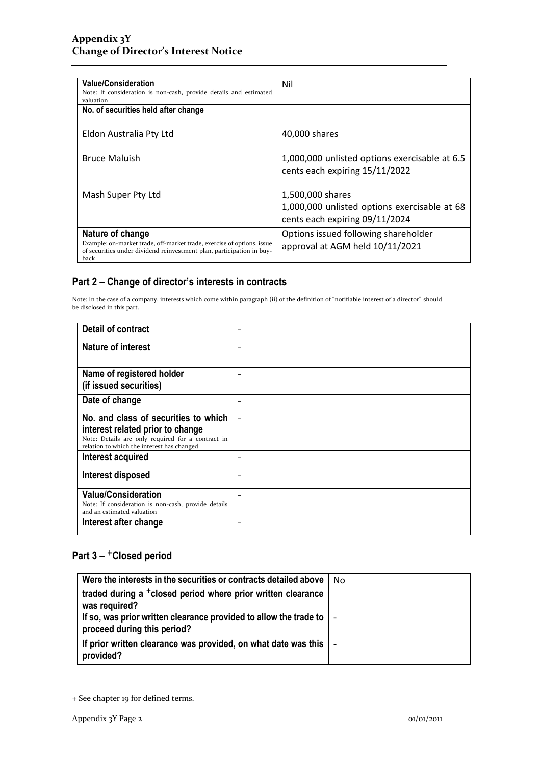| | |
|---|---|
| **Value/Consideration**<br>Note: If consideration is non-cash, provide details and estimated valuation | Nil |
| **No. of securities held after change** | |
| Eldon Australia Pty Ltd | 40,000 shares |
| Bruce Maluish | 1,000,000 unlisted options exercisable at 6.5 cents each expiring 15/11/2022 |
| Mash Super Pty Ltd | 1,500,000 shares<br>1,000,000 unlisted options exercisable at 68 cents each expiring 09/11/2024 |
| **Nature of change**<br>Example: on-market trade, off-market trade, exercise of options, issue of securities under dividend reinvestment plan, participation in buy-back | Options issued following shareholder approval at AGM held 10/11/2021 |

## Part 2 – Change of director's interests in contracts

Note: In the case of a company, interests which come within paragraph (ii) of the definition of "notifiable interest of a director" should be disclosed in this part.

| | |
|---|---|
| **Detail of contract** | - |
| **Nature of interest** | - |
| **Name of registered holder (if issued securities)** | - |
| **Date of change** | - |
| **No. and class of securities to which interest related prior to change**<br>Note: Details are only required for a contract in relation to which the interest has changed | - |
| **Interest acquired** | - |
| **Interest disposed** | - |
| **Value/Consideration**<br>Note: If consideration is non-cash, provide details and an estimated valuation | - |
| **Interest after change** | - |

## Part 3 – +Closed period

| | |
|---|---|
| **Were the interests in the securities or contracts detailed above traded during a +closed period where prior written clearance was required?** | No |
| **If so, was prior written clearance provided to allow the trade to proceed during this period?** | - |
| **If prior written clearance was provided, on what date was this provided?** | - |

+ See chapter 19 for defined terms.